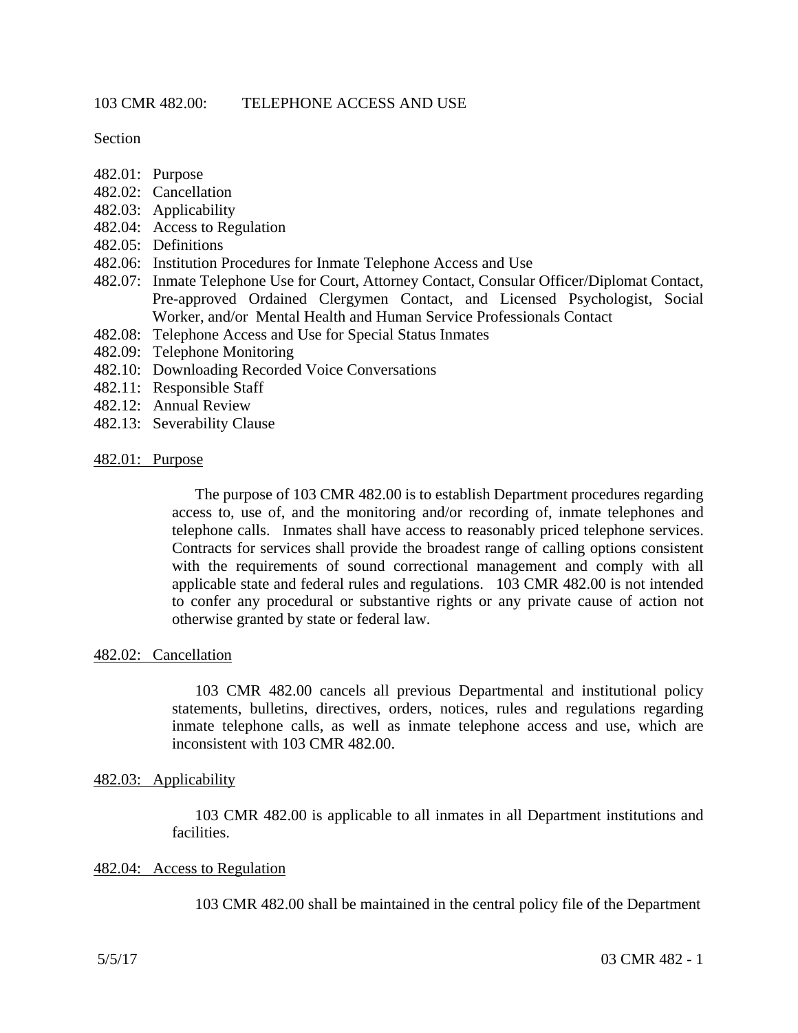# 103 CMR 482.00: TELEPHONE ACCESS AND USE

Section

482.01: Purpose
482.02: Cancellation
482.03: Applicability
482.04: Access to Regulation
482.05: Definitions
482.06: Institution Procedures for Inmate Telephone Access and Use
482.07: Inmate Telephone Use for Court, Attorney Contact, Consular Officer/Diplomat Contact, Pre-approved Ordained Clergymen Contact, and Licensed Psychologist, Social Worker, and/or Mental Health and Human Service Professionals Contact
482.08: Telephone Access and Use for Special Status Inmates
482.09: Telephone Monitoring
482.10: Downloading Recorded Voice Conversations
482.11: Responsible Staff
482.12: Annual Review
482.13: Severability Clause

## 482.01: Purpose

The purpose of 103 CMR 482.00 is to establish Department procedures regarding access to, use of, and the monitoring and/or recording of, inmate telephones and telephone calls. Inmates shall have access to reasonably priced telephone services. Contracts for services shall provide the broadest range of calling options consistent with the requirements of sound correctional management and comply with all applicable state and federal rules and regulations. 103 CMR 482.00 is not intended to confer any procedural or substantive rights or any private cause of action not otherwise granted by state or federal law.

## 482.02: Cancellation

103 CMR 482.00 cancels all previous Departmental and institutional policy statements, bulletins, directives, orders, notices, rules and regulations regarding inmate telephone calls, as well as inmate telephone access and use, which are inconsistent with 103 CMR 482.00.

## 482.03: Applicability

103 CMR 482.00 is applicable to all inmates in all Department institutions and facilities.

## 482.04: Access to Regulation

103 CMR 482.00 shall be maintained in the central policy file of the Department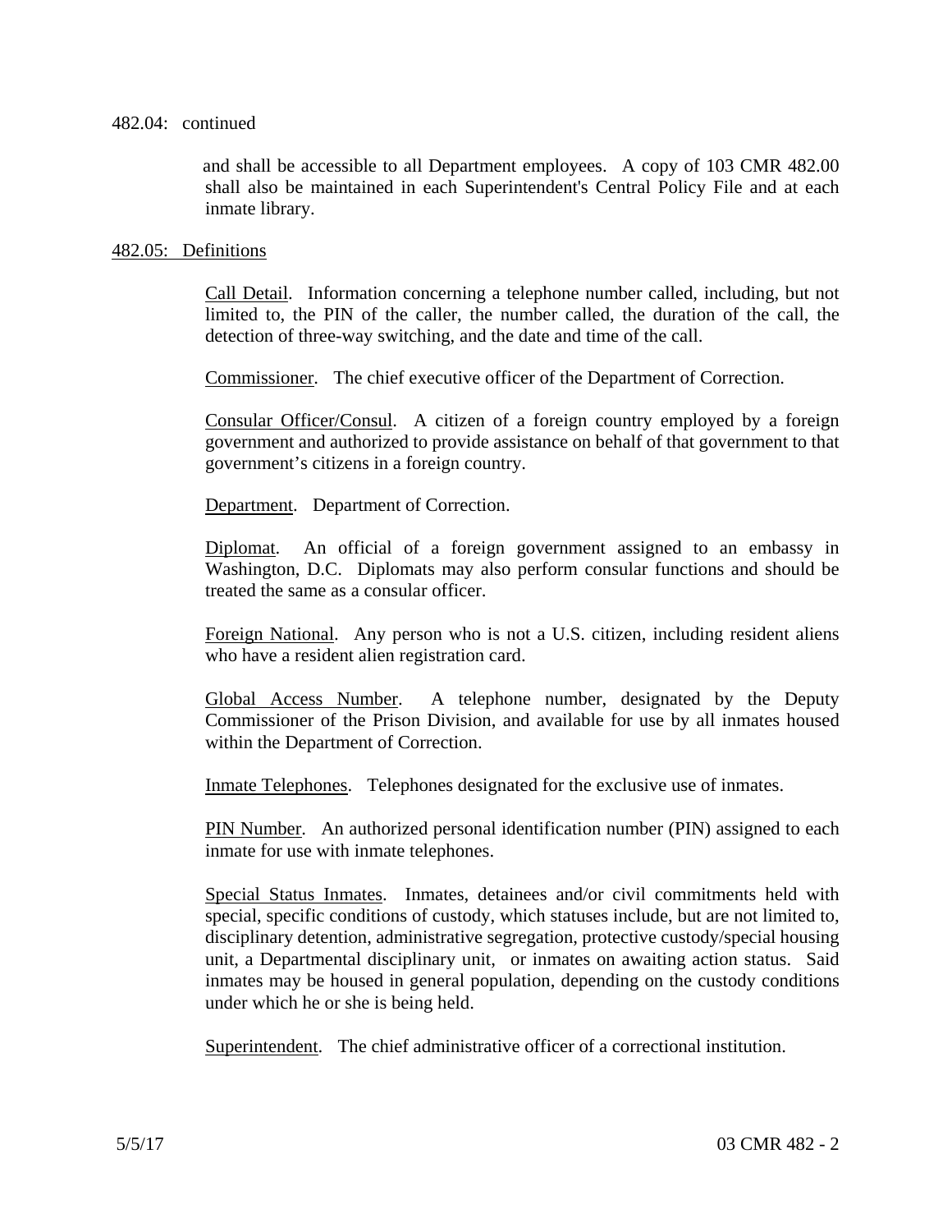482.04: continued

and shall be accessible to all Department employees. A copy of 103 CMR 482.00 shall also be maintained in each Superintendent's Central Policy File and at each inmate library.

482.05: Definitions

Call Detail. Information concerning a telephone number called, including, but not limited to, the PIN of the caller, the number called, the duration of the call, the detection of three-way switching, and the date and time of the call.

Commissioner. The chief executive officer of the Department of Correction.

Consular Officer/Consul. A citizen of a foreign country employed by a foreign government and authorized to provide assistance on behalf of that government to that government's citizens in a foreign country.

Department. Department of Correction.

Diplomat. An official of a foreign government assigned to an embassy in Washington, D.C. Diplomats may also perform consular functions and should be treated the same as a consular officer.

Foreign National. Any person who is not a U.S. citizen, including resident aliens who have a resident alien registration card.

Global Access Number. A telephone number, designated by the Deputy Commissioner of the Prison Division, and available for use by all inmates housed within the Department of Correction.

Inmate Telephones. Telephones designated for the exclusive use of inmates.

PIN Number. An authorized personal identification number (PIN) assigned to each inmate for use with inmate telephones.

Special Status Inmates. Inmates, detainees and/or civil commitments held with special, specific conditions of custody, which statuses include, but are not limited to, disciplinary detention, administrative segregation, protective custody/special housing unit, a Departmental disciplinary unit, or inmates on awaiting action status. Said inmates may be housed in general population, depending on the custody conditions under which he or she is being held.

Superintendent. The chief administrative officer of a correctional institution.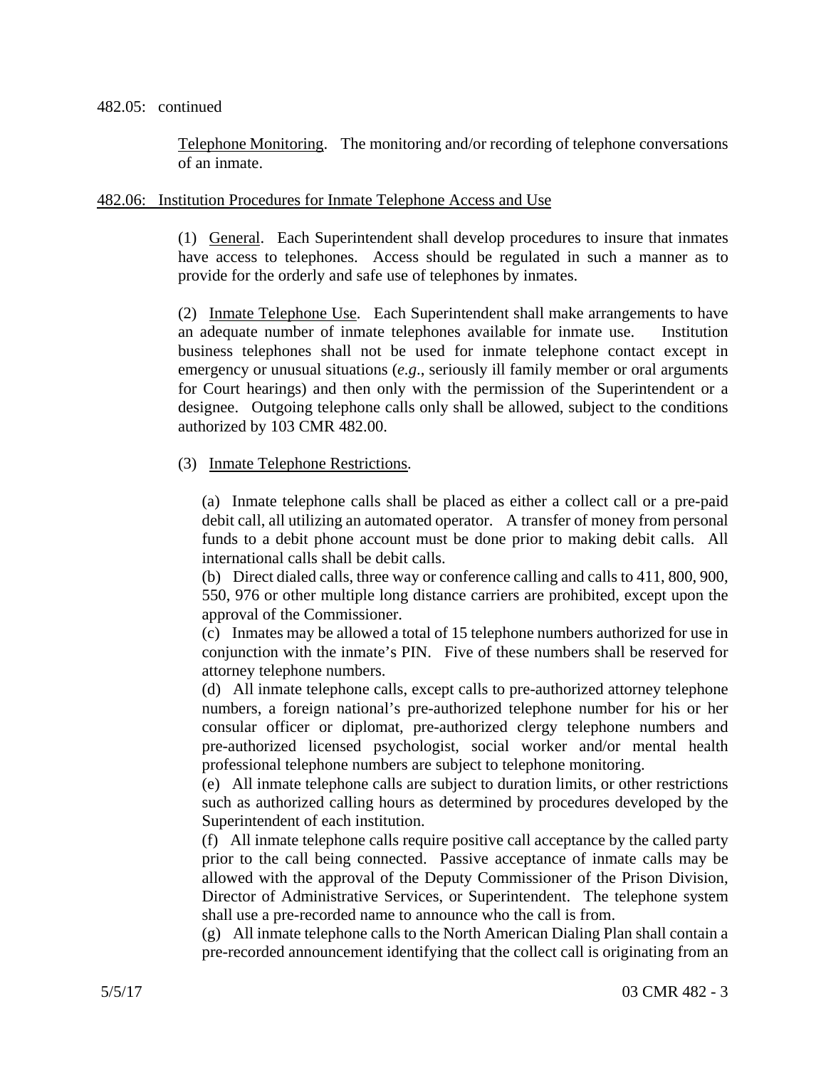482.05: continued

Telephone Monitoring. The monitoring and/or recording of telephone conversations of an inmate.

482.06: Institution Procedures for Inmate Telephone Access and Use

(1) General. Each Superintendent shall develop procedures to insure that inmates have access to telephones. Access should be regulated in such a manner as to provide for the orderly and safe use of telephones by inmates.

(2) Inmate Telephone Use. Each Superintendent shall make arrangements to have an adequate number of inmate telephones available for inmate use. Institution business telephones shall not be used for inmate telephone contact except in emergency or unusual situations (*e.g*., seriously ill family member or oral arguments for Court hearings) and then only with the permission of the Superintendent or a designee. Outgoing telephone calls only shall be allowed, subject to the conditions authorized by 103 CMR 482.00.

(3) Inmate Telephone Restrictions.

(a) Inmate telephone calls shall be placed as either a collect call or a pre-paid debit call, all utilizing an automated operator. A transfer of money from personal funds to a debit phone account must be done prior to making debit calls. All international calls shall be debit calls.

(b) Direct dialed calls, three way or conference calling and calls to 411, 800, 900, 550, 976 or other multiple long distance carriers are prohibited, except upon the approval of the Commissioner.

(c) Inmates may be allowed a total of 15 telephone numbers authorized for use in conjunction with the inmate's PIN. Five of these numbers shall be reserved for attorney telephone numbers.

(d) All inmate telephone calls, except calls to pre-authorized attorney telephone numbers, a foreign national's pre-authorized telephone number for his or her consular officer or diplomat, pre-authorized clergy telephone numbers and pre-authorized licensed psychologist, social worker and/or mental health professional telephone numbers are subject to telephone monitoring.

(e) All inmate telephone calls are subject to duration limits, or other restrictions such as authorized calling hours as determined by procedures developed by the Superintendent of each institution.

(f) All inmate telephone calls require positive call acceptance by the called party prior to the call being connected. Passive acceptance of inmate calls may be allowed with the approval of the Deputy Commissioner of the Prison Division, Director of Administrative Services, or Superintendent. The telephone system shall use a pre-recorded name to announce who the call is from.

(g) All inmate telephone calls to the North American Dialing Plan shall contain a pre-recorded announcement identifying that the collect call is originating from an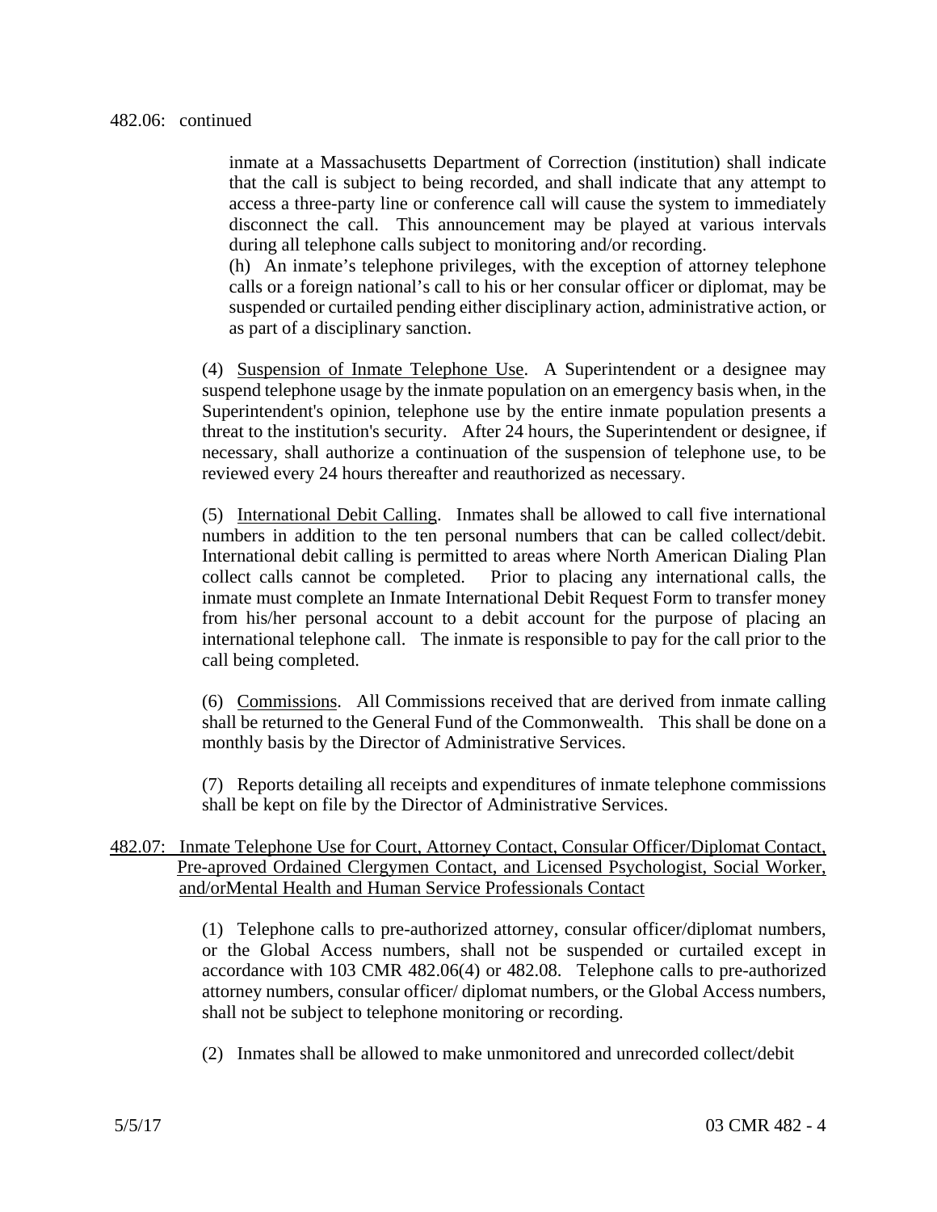482.06: continued

inmate at a Massachusetts Department of Correction (institution) shall indicate that the call is subject to being recorded, and shall indicate that any attempt to access a three-party line or conference call will cause the system to immediately disconnect the call. This announcement may be played at various intervals during all telephone calls subject to monitoring and/or recording.

(h) An inmate's telephone privileges, with the exception of attorney telephone calls or a foreign national's call to his or her consular officer or diplomat, may be suspended or curtailed pending either disciplinary action, administrative action, or as part of a disciplinary sanction.

(4) Suspension of Inmate Telephone Use. A Superintendent or a designee may suspend telephone usage by the inmate population on an emergency basis when, in the Superintendent's opinion, telephone use by the entire inmate population presents a threat to the institution's security. After 24 hours, the Superintendent or designee, if necessary, shall authorize a continuation of the suspension of telephone use, to be reviewed every 24 hours thereafter and reauthorized as necessary.

(5) International Debit Calling. Inmates shall be allowed to call five international numbers in addition to the ten personal numbers that can be called collect/debit. International debit calling is permitted to areas where North American Dialing Plan collect calls cannot be completed. Prior to placing any international calls, the inmate must complete an Inmate International Debit Request Form to transfer money from his/her personal account to a debit account for the purpose of placing an international telephone call. The inmate is responsible to pay for the call prior to the call being completed.

(6) Commissions. All Commissions received that are derived from inmate calling shall be returned to the General Fund of the Commonwealth. This shall be done on a monthly basis by the Director of Administrative Services.

(7) Reports detailing all receipts and expenditures of inmate telephone commissions shall be kept on file by the Director of Administrative Services.

482.07: Inmate Telephone Use for Court, Attorney Contact, Consular Officer/Diplomat Contact, Pre-aproved Ordained Clergymen Contact, and Licensed Psychologist, Social Worker, and/orMental Health and Human Service Professionals Contact

(1) Telephone calls to pre-authorized attorney, consular officer/diplomat numbers, or the Global Access numbers, shall not be suspended or curtailed except in accordance with 103 CMR 482.06(4) or 482.08. Telephone calls to pre-authorized attorney numbers, consular officer/ diplomat numbers, or the Global Access numbers, shall not be subject to telephone monitoring or recording.

(2) Inmates shall be allowed to make unmonitored and unrecorded collect/debit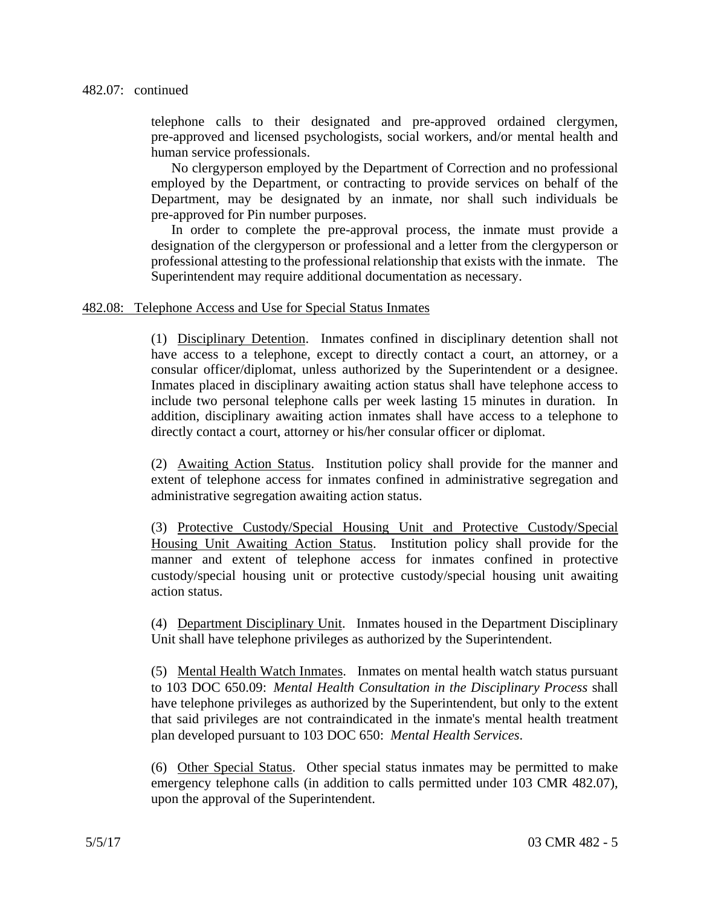482.07: continued

telephone calls to their designated and pre-approved ordained clergymen, pre-approved and licensed psychologists, social workers, and/or mental health and human service professionals.

No clergyperson employed by the Department of Correction and no professional employed by the Department, or contracting to provide services on behalf of the Department, may be designated by an inmate, nor shall such individuals be pre-approved for Pin number purposes.

In order to complete the pre-approval process, the inmate must provide a designation of the clergyperson or professional and a letter from the clergyperson or professional attesting to the professional relationship that exists with the inmate. The Superintendent may require additional documentation as necessary.

## 482.08: Telephone Access and Use for Special Status Inmates

(1) Disciplinary Detention. Inmates confined in disciplinary detention shall not have access to a telephone, except to directly contact a court, an attorney, or a consular officer/diplomat, unless authorized by the Superintendent or a designee. Inmates placed in disciplinary awaiting action status shall have telephone access to include two personal telephone calls per week lasting 15 minutes in duration. In addition, disciplinary awaiting action inmates shall have access to a telephone to directly contact a court, attorney or his/her consular officer or diplomat.

(2) Awaiting Action Status. Institution policy shall provide for the manner and extent of telephone access for inmates confined in administrative segregation and administrative segregation awaiting action status.

(3) Protective Custody/Special Housing Unit and Protective Custody/Special Housing Unit Awaiting Action Status. Institution policy shall provide for the manner and extent of telephone access for inmates confined in protective custody/special housing unit or protective custody/special housing unit awaiting action status.

(4) Department Disciplinary Unit. Inmates housed in the Department Disciplinary Unit shall have telephone privileges as authorized by the Superintendent.

(5) Mental Health Watch Inmates. Inmates on mental health watch status pursuant to 103 DOC 650.09: *Mental Health Consultation in the Disciplinary Process* shall have telephone privileges as authorized by the Superintendent, but only to the extent that said privileges are not contraindicated in the inmate's mental health treatment plan developed pursuant to 103 DOC 650: *Mental Health Services*.

(6) Other Special Status. Other special status inmates may be permitted to make emergency telephone calls (in addition to calls permitted under 103 CMR 482.07), upon the approval of the Superintendent.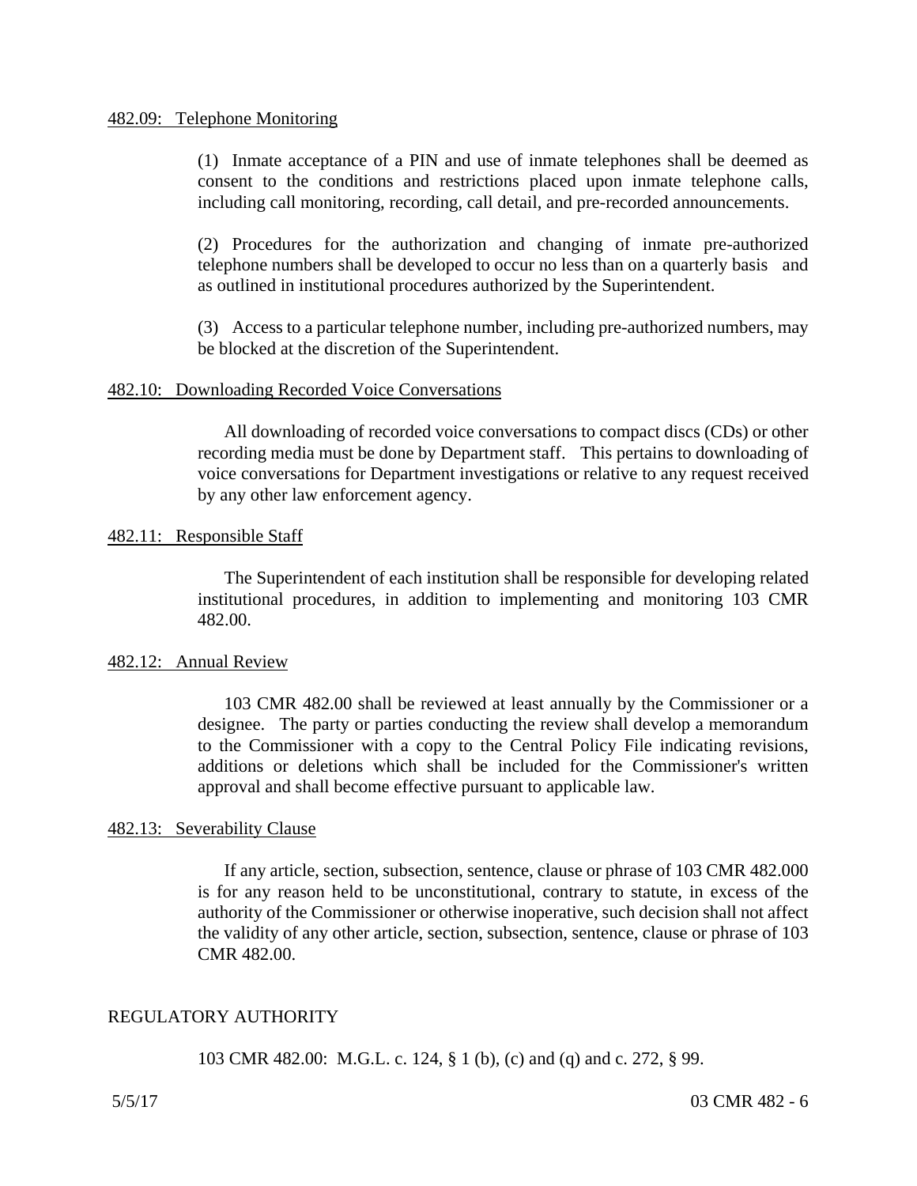482.09: Telephone Monitoring

(1) Inmate acceptance of a PIN and use of inmate telephones shall be deemed as consent to the conditions and restrictions placed upon inmate telephone calls, including call monitoring, recording, call detail, and pre-recorded announcements.

(2) Procedures for the authorization and changing of inmate pre-authorized telephone numbers shall be developed to occur no less than on a quarterly basis and as outlined in institutional procedures authorized by the Superintendent.

(3) Access to a particular telephone number, including pre-authorized numbers, may be blocked at the discretion of the Superintendent.

482.10: Downloading Recorded Voice Conversations

All downloading of recorded voice conversations to compact discs (CDs) or other recording media must be done by Department staff. This pertains to downloading of voice conversations for Department investigations or relative to any request received by any other law enforcement agency.

482.11: Responsible Staff

The Superintendent of each institution shall be responsible for developing related institutional procedures, in addition to implementing and monitoring 103 CMR 482.00.

482.12: Annual Review

103 CMR 482.00 shall be reviewed at least annually by the Commissioner or a designee. The party or parties conducting the review shall develop a memorandum to the Commissioner with a copy to the Central Policy File indicating revisions, additions or deletions which shall be included for the Commissioner's written approval and shall become effective pursuant to applicable law.

482.13: Severability Clause

If any article, section, subsection, sentence, clause or phrase of 103 CMR 482.000 is for any reason held to be unconstitutional, contrary to statute, in excess of the authority of the Commissioner or otherwise inoperative, such decision shall not affect the validity of any other article, section, subsection, sentence, clause or phrase of 103 CMR 482.00.

REGULATORY AUTHORITY

103 CMR 482.00: M.G.L. c. 124, § 1 (b), (c) and (q) and c. 272, § 99.